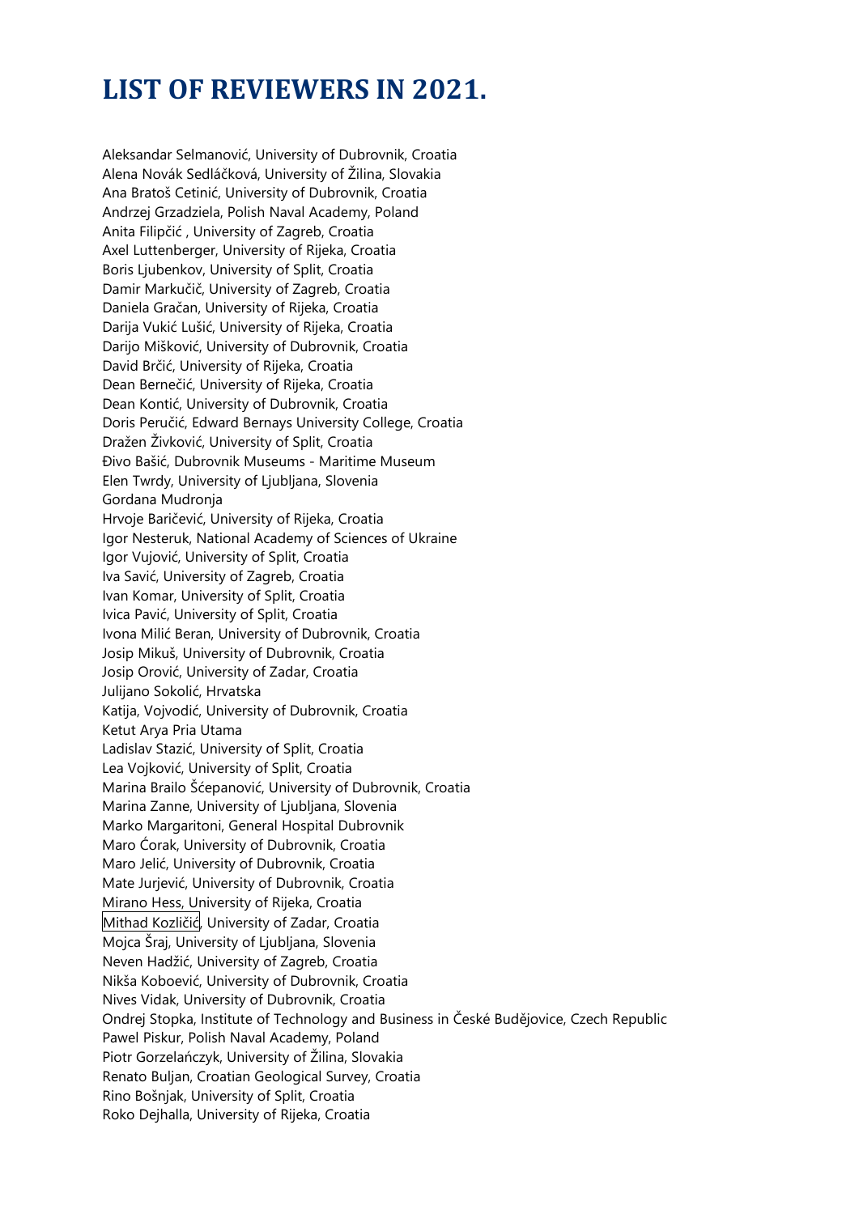# LIST OF REVIEWERS IN 2021.

Aleksandar Selmanović, University of Dubrovnik, Croatia
Alena Novák Sedláčková, University of Žilina, Slovakia
Ana Bratoš Cetinić, University of Dubrovnik, Croatia
Andrzej Grzadziela, Polish Naval Academy, Poland
Anita Filipčić , University of Zagreb, Croatia
Axel Luttenberger, University of Rijeka, Croatia
Boris Ljubenkov, University of Split, Croatia
Damir Markučič, University of Zagreb, Croatia
Daniela Gračan, University of Rijeka, Croatia
Darija Vukić Lušić, University of Rijeka, Croatia
Darijo Mišković, University of Dubrovnik, Croatia
David Brčić, University of Rijeka, Croatia
Dean Bernečić, University of Rijeka, Croatia
Dean Kontić, University of Dubrovnik, Croatia
Doris Peručić, Edward Bernays University College, Croatia
Dražen Živković, University of Split, Croatia
Đivo Bašić, Dubrovnik Museums - Maritime Museum
Elen Twrdy, University of Ljubljana, Slovenia
Gordana Mudronja
Hrvoje Baričević, University of Rijeka, Croatia
Igor Nesteruk, National Academy of Sciences of Ukraine
Igor Vujović, University of Split, Croatia
Iva Savić, University of Zagreb, Croatia
Ivan Komar, University of Split, Croatia
Ivica Pavić, University of Split, Croatia
Ivona Milić Beran, University of Dubrovnik, Croatia
Josip Mikuš, University of Dubrovnik, Croatia
Josip Orović, University of Zadar, Croatia
Julijano Sokolić, Hrvatska
Katija, Vojvodić, University of Dubrovnik, Croatia
Ketut Arya Pria Utama
Ladislav Stazić, University of Split, Croatia
Lea Vojković, University of Split, Croatia
Marina Brailo Šćepanović, University of Dubrovnik, Croatia
Marina Zanne, University of Ljubljana, Slovenia
Marko Margaritoni, General Hospital Dubrovnik
Maro Ćorak, University of Dubrovnik, Croatia
Maro Jelić, University of Dubrovnik, Croatia
Mate Jurjević, University of Dubrovnik, Croatia
Mirano Hess, University of Rijeka, Croatia
Mithad Kozličić, University of Zadar, Croatia
Mojca Šraj, University of Ljubljana, Slovenia
Neven Hadžić, University of Zagreb, Croatia
Nikša Koboević, University of Dubrovnik, Croatia
Nives Vidak, University of Dubrovnik, Croatia
Ondrej Stopka, Institute of Technology and Business in České Budějovice, Czech Republic
Pawel Piskur, Polish Naval Academy, Poland
Piotr Gorzelańczyk, University of Žilina, Slovakia
Renato Buljan, Croatian Geological Survey, Croatia
Rino Bošnjak, University of Split, Croatia
Roko Dejhalla, University of Rijeka, Croatia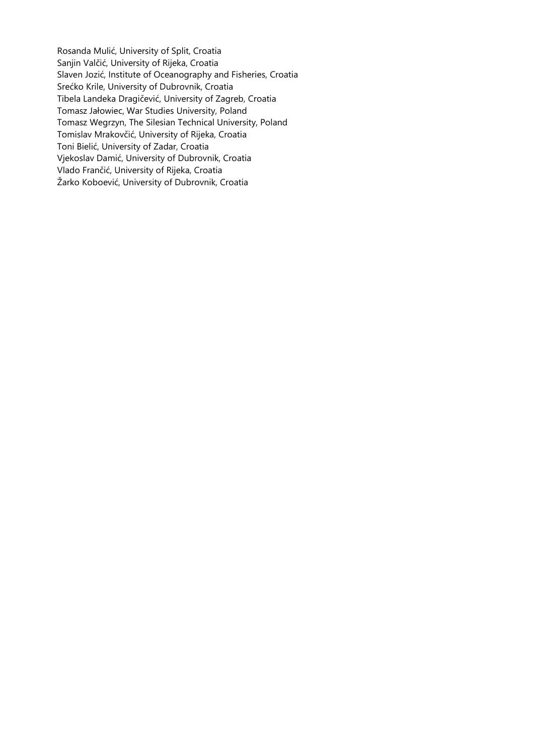Rosanda Mulić, University of Split, Croatia
Sanjin Valčić, University of Rijeka, Croatia
Slaven Jozić, Institute of Oceanography and Fisheries, Croatia
Srećko Krile, University of Dubrovnik, Croatia
Tibela Landeka Dragičević, University of Zagreb, Croatia
Tomasz Jałowiec, War Studies University, Poland
Tomasz Wegrzyn, The Silesian Technical University, Poland
Tomislav Mrakovčić, University of Rijeka, Croatia
Toni Bielić, University of Zadar, Croatia
Vjekoslav Damić, University of Dubrovnik, Croatia
Vlado Frančić, University of Rijeka, Croatia
Žarko Koboević, University of Dubrovnik, Croatia